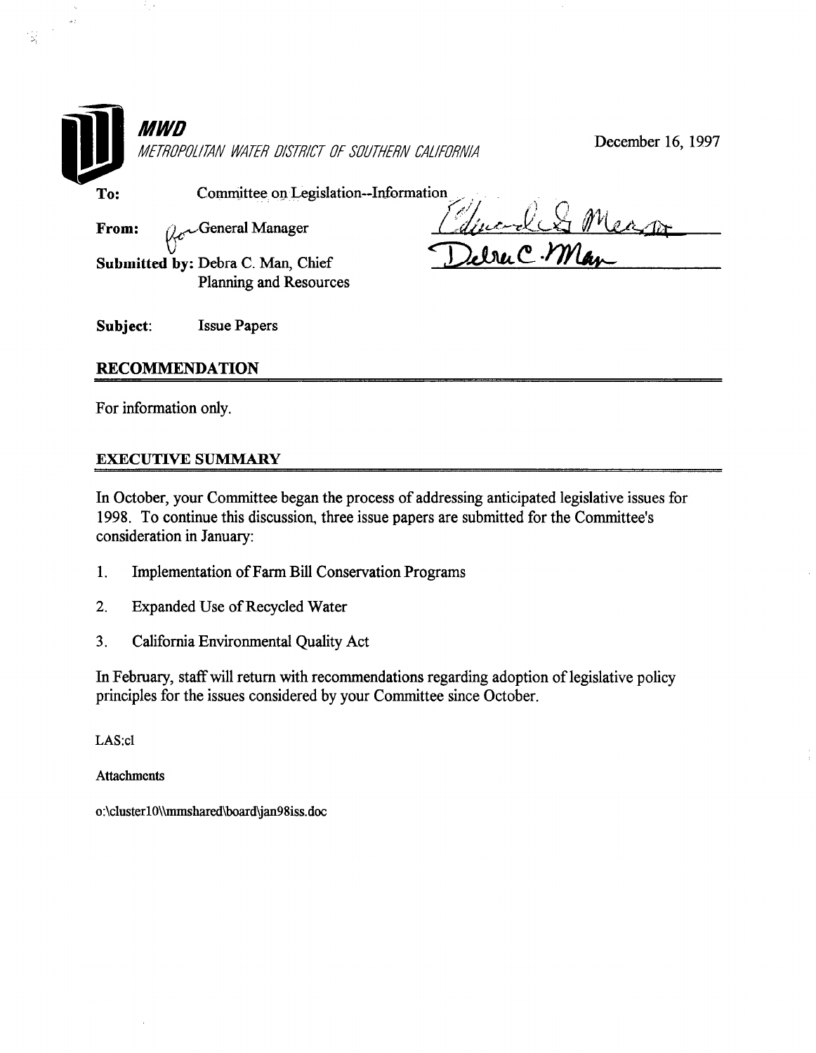**MWD**

*METROPOLITAN WATER DISTRICT OF SOUTHERN CALIFORNIA*

December 16, 1997

**To:** Committee on Legislation--Information

**From:** General Manager

**Submitted by:** Debra C. Man, Chief
Planning and Resources

**Subject:** Issue Papers

## RECOMMENDATION

For information only.

## EXECUTIVE SUMMARY

In October, your Committee began the process of addressing anticipated legislative issues for 1998. To continue this discussion, three issue papers are submitted for the Committee's consideration in January:

1. Implementation of Farm Bill Conservation Programs
2. Expanded Use of Recycled Water
3. California Environmental Quality Act

In February, staff will return with recommendations regarding adoption of legislative policy principles for the issues considered by your Committee since October.

LAS:cl

Attachments

o:\cluster10\\mmshared\board\jan98iss.doc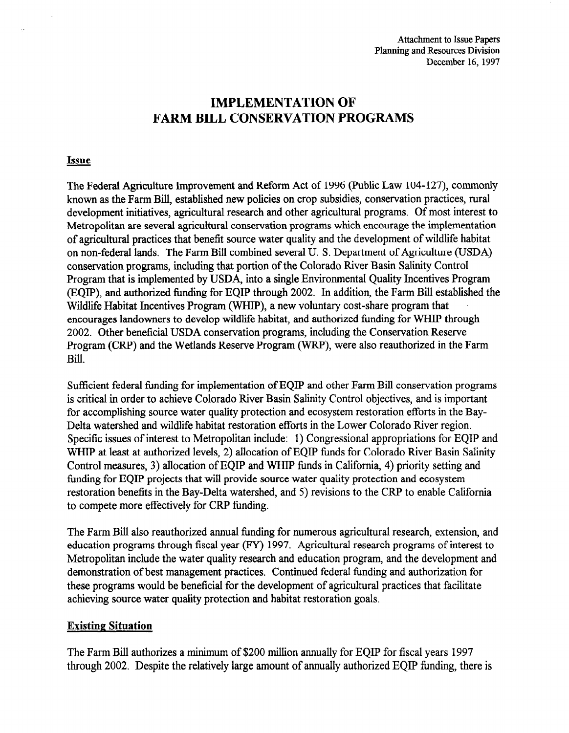Attachment to Issue Papers
Planning and Resources Division
December 16, 1997

# IMPLEMENTATION OF FARM BILL CONSERVATION PROGRAMS

## Issue

The Federal Agriculture Improvement and Reform Act of 1996 (Public Law 104-127), commonly known as the Farm Bill, established new policies on crop subsidies, conservation practices, rural development initiatives, agricultural research and other agricultural programs. Of most interest to Metropolitan are several agricultural conservation programs which encourage the implementation of agricultural practices that benefit source water quality and the development of wildlife habitat on non-federal lands. The Farm Bill combined several U. S. Department of Agriculture (USDA) conservation programs, including that portion of the Colorado River Basin Salinity Control Program that is implemented by USDA, into a single Environmental Quality Incentives Program (EQIP), and authorized funding for EQIP through 2002. In addition, the Farm Bill established the Wildlife Habitat Incentives Program (WHIP), a new voluntary cost-share program that encourages landowners to develop wildlife habitat, and authorized funding for WHIP through 2002. Other beneficial USDA conservation programs, including the Conservation Reserve Program (CRP) and the Wetlands Reserve Program (WRP), were also reauthorized in the Farm Bill.

Sufficient federal funding for implementation of EQIP and other Farm Bill conservation programs is critical in order to achieve Colorado River Basin Salinity Control objectives, and is important for accomplishing source water quality protection and ecosystem restoration efforts in the Bay-Delta watershed and wildlife habitat restoration efforts in the Lower Colorado River region. Specific issues of interest to Metropolitan include: 1) Congressional appropriations for EQIP and WHIP at least at authorized levels, 2) allocation of EQIP funds for Colorado River Basin Salinity Control measures, 3) allocation of EQIP and WHIP funds in California, 4) priority setting and funding for EQIP projects that will provide source water quality protection and ecosystem restoration benefits in the Bay-Delta watershed, and 5) revisions to the CRP to enable California to compete more effectively for CRP funding.

The Farm Bill also reauthorized annual funding for numerous agricultural research, extension, and education programs through fiscal year (FY) 1997. Agricultural research programs of interest to Metropolitan include the water quality research and education program, and the development and demonstration of best management practices. Continued federal funding and authorization for these programs would be beneficial for the development of agricultural practices that facilitate achieving source water quality protection and habitat restoration goals.

## Existing Situation

The Farm Bill authorizes a minimum of $200 million annually for EQIP for fiscal years 1997 through 2002. Despite the relatively large amount of annually authorized EQIP funding, there is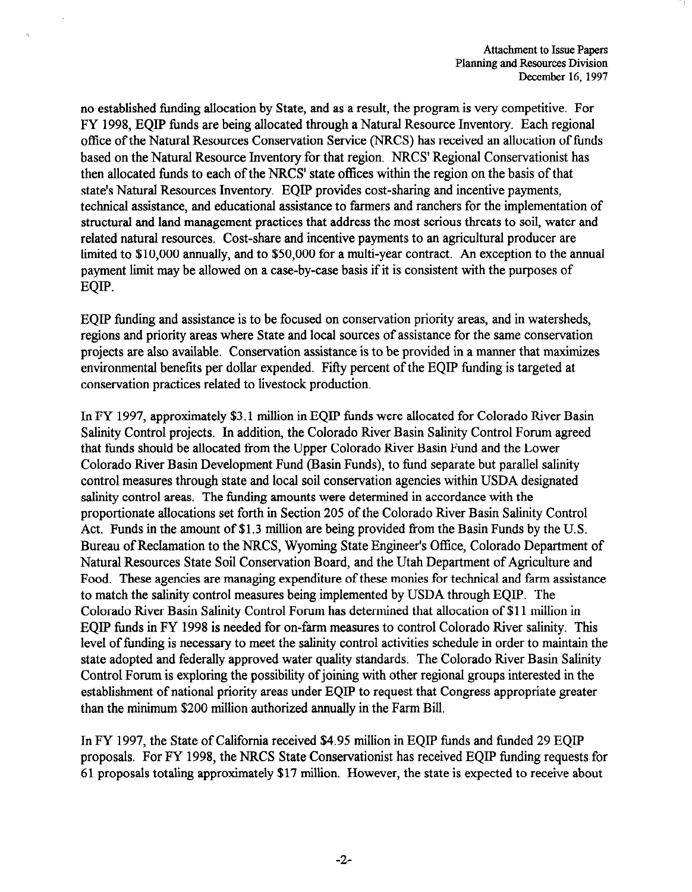no established funding allocation by State, and as a result, the program is very competitive. For FY 1998, EQIP funds are being allocated through a Natural Resource Inventory. Each regional office of the Natural Resources Conservation Service (NRCS) has received an allocation of funds based on the Natural Resource Inventory for that region. NRCS' Regional Conservationist has then allocated funds to each of the NRCS' state offices within the region on the basis of that state's Natural Resources Inventory. EQIP provides cost-sharing and incentive payments, technical assistance, and educational assistance to farmers and ranchers for the implementation of structural and land management practices that address the most serious threats to soil, water and related natural resources. Cost-share and incentive payments to an agricultural producer are limited to $10,000 annually, and to $50,000 for a multi-year contract. An exception to the annual payment limit may be allowed on a case-by-case basis if it is consistent with the purposes of EQIP.

EQIP funding and assistance is to be focused on conservation priority areas, and in watersheds, regions and priority areas where State and local sources of assistance for the same conservation projects are also available. Conservation assistance is to be provided in a manner that maximizes environmental benefits per dollar expended. Fifty percent of the EQIP funding is targeted at conservation practices related to livestock production.

In FY 1997, approximately $3.1 million in EQIP funds were allocated for Colorado River Basin Salinity Control projects. In addition, the Colorado River Basin Salinity Control Forum agreed that funds should be allocated from the Upper Colorado River Basin Fund and the Lower Colorado River Basin Development Fund (Basin Funds), to fund separate but parallel salinity control measures through state and local soil conservation agencies within USDA designated salinity control areas. The funding amounts were determined in accordance with the proportionate allocations set forth in Section 205 of the Colorado River Basin Salinity Control Act. Funds in the amount of $1.3 million are being provided from the Basin Funds by the U.S. Bureau of Reclamation to the NRCS, Wyoming State Engineer's Office, Colorado Department of Natural Resources State Soil Conservation Board, and the Utah Department of Agriculture and Food. These agencies are managing expenditure of these monies for technical and farm assistance to match the salinity control measures being implemented by USDA through EQIP. The Colorado River Basin Salinity Control Forum has determined that allocation of $11 million in EQIP funds in FY 1998 is needed for on-farm measures to control Colorado River salinity. This level of funding is necessary to meet the salinity control activities schedule in order to maintain the state adopted and federally approved water quality standards. The Colorado River Basin Salinity Control Forum is exploring the possibility of joining with other regional groups interested in the establishment of national priority areas under EQIP to request that Congress appropriate greater than the minimum $200 million authorized annually in the Farm Bill.

In FY 1997, the State of California received $4.95 million in EQIP funds and funded 29 EQIP proposals. For FY 1998, the NRCS State Conservationist has received EQIP funding requests for 61 proposals totaling approximately $17 million. However, the state is expected to receive about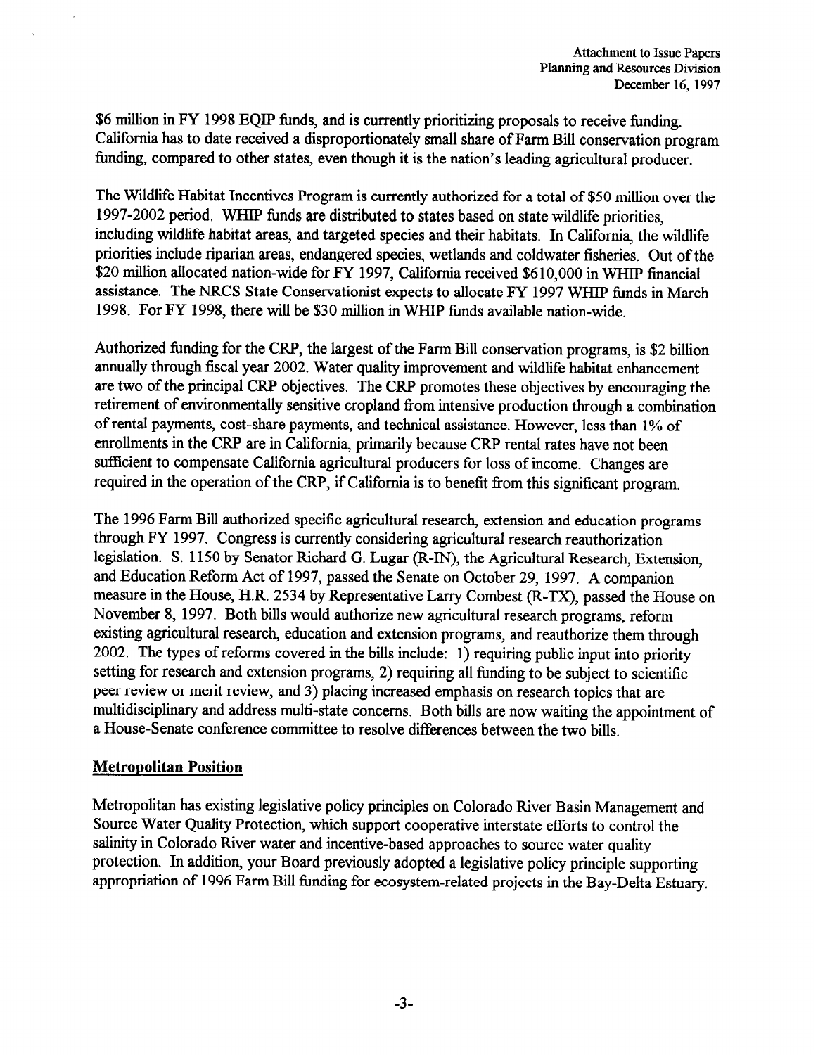$6 million in FY 1998 EQIP funds, and is currently prioritizing proposals to receive funding. California has to date received a disproportionately small share of Farm Bill conservation program funding, compared to other states, even though it is the nation's leading agricultural producer.

The Wildlife Habitat Incentives Program is currently authorized for a total of $50 million over the 1997-2002 period. WHIP funds are distributed to states based on state wildlife priorities, including wildlife habitat areas, and targeted species and their habitats. In California, the wildlife priorities include riparian areas, endangered species, wetlands and coldwater fisheries. Out of the $20 million allocated nation-wide for FY 1997, California received $610,000 in WHIP financial assistance. The NRCS State Conservationist expects to allocate FY 1997 WHIP funds in March 1998. For FY 1998, there will be $30 million in WHIP funds available nation-wide.

Authorized funding for the CRP, the largest of the Farm Bill conservation programs, is $2 billion annually through fiscal year 2002. Water quality improvement and wildlife habitat enhancement are two of the principal CRP objectives. The CRP promotes these objectives by encouraging the retirement of environmentally sensitive cropland from intensive production through a combination of rental payments, cost-share payments, and technical assistance. However, less than 1% of enrollments in the CRP are in California, primarily because CRP rental rates have not been sufficient to compensate California agricultural producers for loss of income. Changes are required in the operation of the CRP, if California is to benefit from this significant program.

The 1996 Farm Bill authorized specific agricultural research, extension and education programs through FY 1997. Congress is currently considering agricultural research reauthorization legislation. S. 1150 by Senator Richard G. Lugar (R-IN), the Agricultural Research, Extension, and Education Reform Act of 1997, passed the Senate on October 29, 1997. A companion measure in the House, H.R. 2534 by Representative Larry Combest (R-TX), passed the House on November 8, 1997. Both bills would authorize new agricultural research programs, reform existing agricultural research, education and extension programs, and reauthorize them through 2002. The types of reforms covered in the bills include: 1) requiring public input into priority setting for research and extension programs, 2) requiring all funding to be subject to scientific peer review or merit review, and 3) placing increased emphasis on research topics that are multidisciplinary and address multi-state concerns. Both bills are now waiting the appointment of a House-Senate conference committee to resolve differences between the two bills.

## Metropolitan Position

Metropolitan has existing legislative policy principles on Colorado River Basin Management and Source Water Quality Protection, which support cooperative interstate efforts to control the salinity in Colorado River water and incentive-based approaches to source water quality protection. In addition, your Board previously adopted a legislative policy principle supporting appropriation of 1996 Farm Bill funding for ecosystem-related projects in the Bay-Delta Estuary.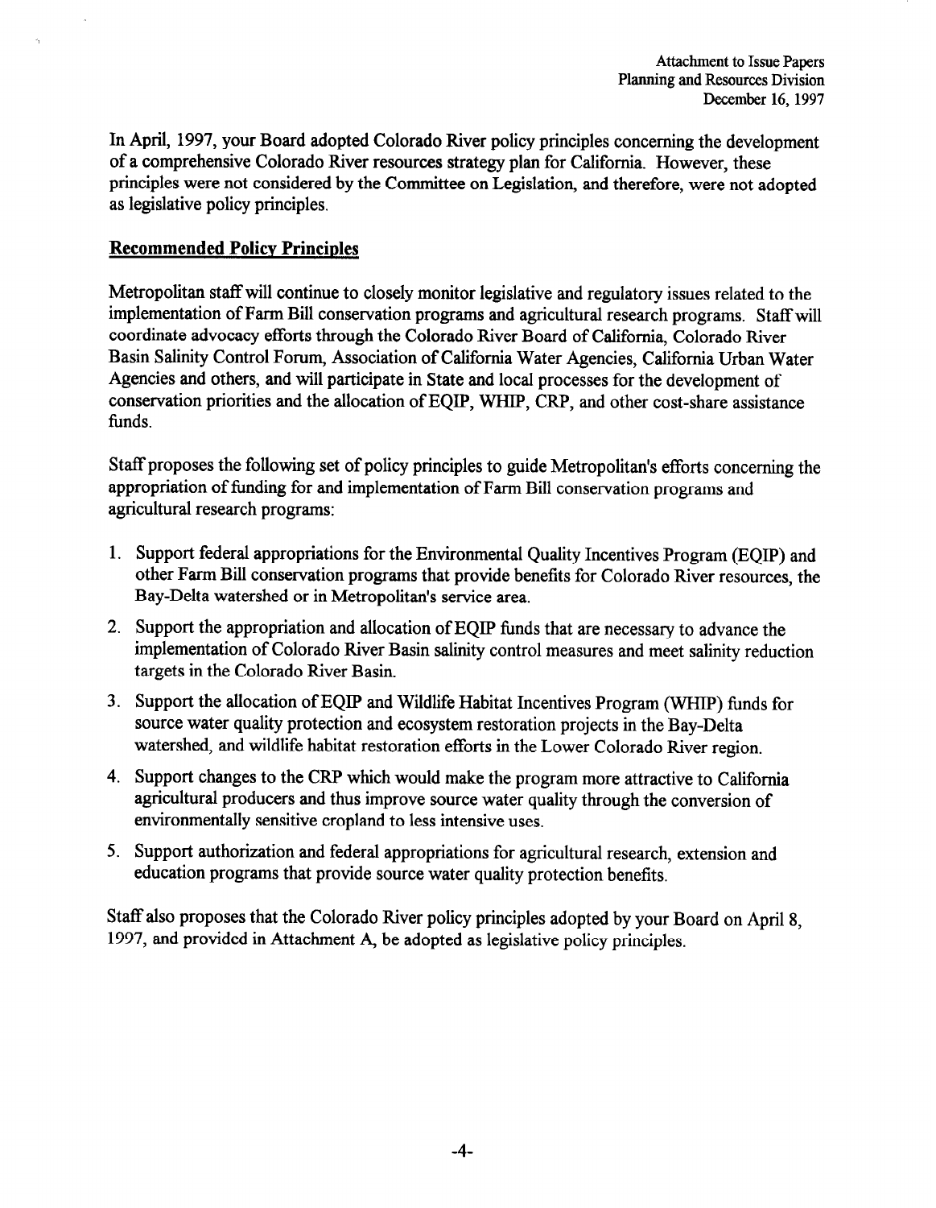In April, 1997, your Board adopted Colorado River policy principles concerning the development of a comprehensive Colorado River resources strategy plan for California. However, these principles were not considered by the Committee on Legislation, and therefore, were not adopted as legislative policy principles.

## Recommended Policy Principles

Metropolitan staff will continue to closely monitor legislative and regulatory issues related to the implementation of Farm Bill conservation programs and agricultural research programs. Staff will coordinate advocacy efforts through the Colorado River Board of California, Colorado River Basin Salinity Control Forum, Association of California Water Agencies, California Urban Water Agencies and others, and will participate in State and local processes for the development of conservation priorities and the allocation of EQIP, WHIP, CRP, and other cost-share assistance funds.

Staff proposes the following set of policy principles to guide Metropolitan's efforts concerning the appropriation of funding for and implementation of Farm Bill conservation programs and agricultural research programs:

1. Support federal appropriations for the Environmental Quality Incentives Program (EQIP) and other Farm Bill conservation programs that provide benefits for Colorado River resources, the Bay-Delta watershed or in Metropolitan's service area.
2. Support the appropriation and allocation of EQIP funds that are necessary to advance the implementation of Colorado River Basin salinity control measures and meet salinity reduction targets in the Colorado River Basin.
3. Support the allocation of EQIP and Wildlife Habitat Incentives Program (WHIP) funds for source water quality protection and ecosystem restoration projects in the Bay-Delta watershed, and wildlife habitat restoration efforts in the Lower Colorado River region.
4. Support changes to the CRP which would make the program more attractive to California agricultural producers and thus improve source water quality through the conversion of environmentally sensitive cropland to less intensive uses.
5. Support authorization and federal appropriations for agricultural research, extension and education programs that provide source water quality protection benefits.

Staff also proposes that the Colorado River policy principles adopted by your Board on April 8, 1997, and provided in Attachment A, be adopted as legislative policy principles.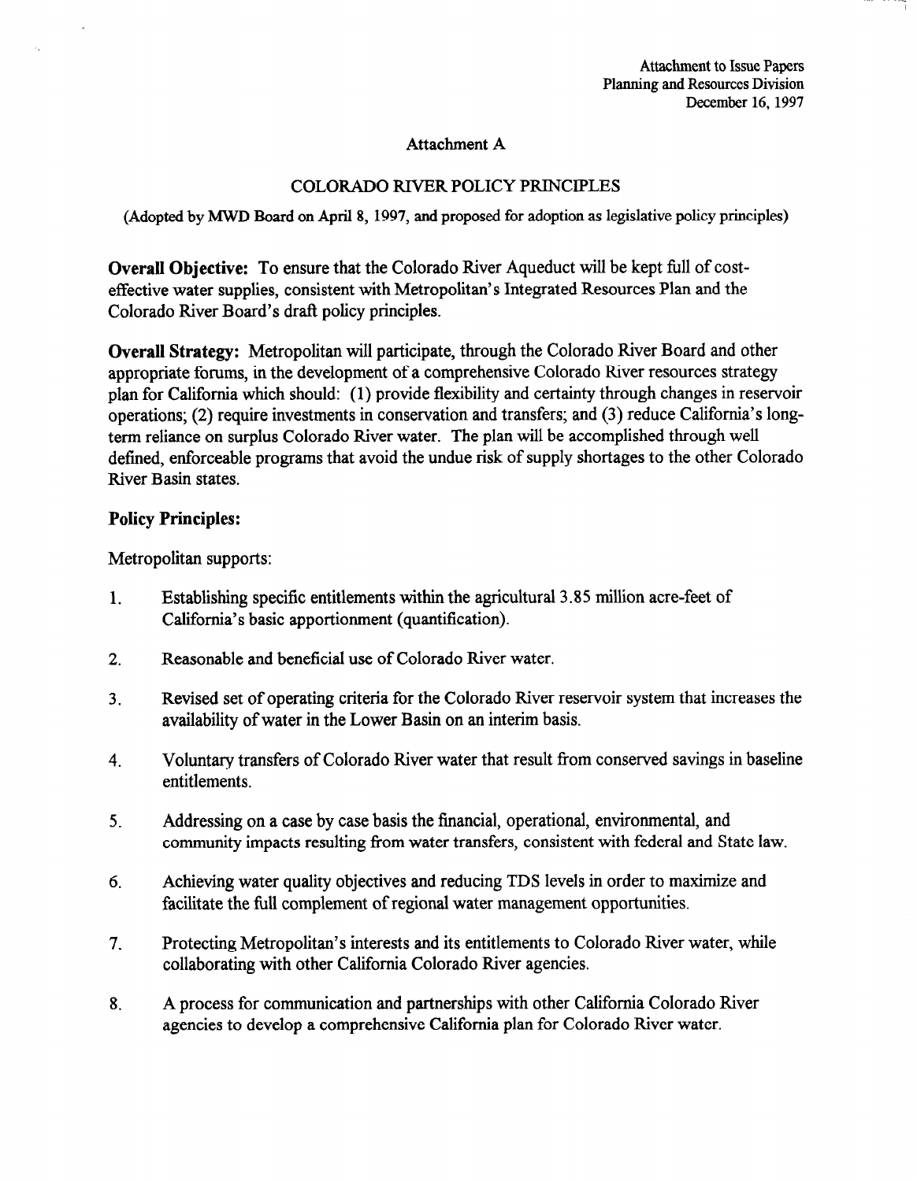Attachment to Issue Papers
Planning and Resources Division
December 16, 1997

Attachment A

# COLORADO RIVER POLICY PRINCIPLES

(Adopted by MWD Board on April 8, 1997, and proposed for adoption as legislative policy principles)

**Overall Objective:** To ensure that the Colorado River Aqueduct will be kept full of cost-effective water supplies, consistent with Metropolitan's Integrated Resources Plan and the Colorado River Board's draft policy principles.

**Overall Strategy:** Metropolitan will participate, through the Colorado River Board and other appropriate forums, in the development of a comprehensive Colorado River resources strategy plan for California which should: (1) provide flexibility and certainty through changes in reservoir operations; (2) require investments in conservation and transfers; and (3) reduce California's long-term reliance on surplus Colorado River water. The plan will be accomplished through well defined, enforceable programs that avoid the undue risk of supply shortages to the other Colorado River Basin states.

## Policy Principles:

Metropolitan supports:

1. Establishing specific entitlements within the agricultural 3.85 million acre-feet of California's basic apportionment (quantification).

2. Reasonable and beneficial use of Colorado River water.

3. Revised set of operating criteria for the Colorado River reservoir system that increases the availability of water in the Lower Basin on an interim basis.

4. Voluntary transfers of Colorado River water that result from conserved savings in baseline entitlements.

5. Addressing on a case by case basis the financial, operational, environmental, and community impacts resulting from water transfers, consistent with federal and State law.

6. Achieving water quality objectives and reducing TDS levels in order to maximize and facilitate the full complement of regional water management opportunities.

7. Protecting Metropolitan's interests and its entitlements to Colorado River water, while collaborating with other California Colorado River agencies.

8. A process for communication and partnerships with other California Colorado River agencies to develop a comprehensive California plan for Colorado River water.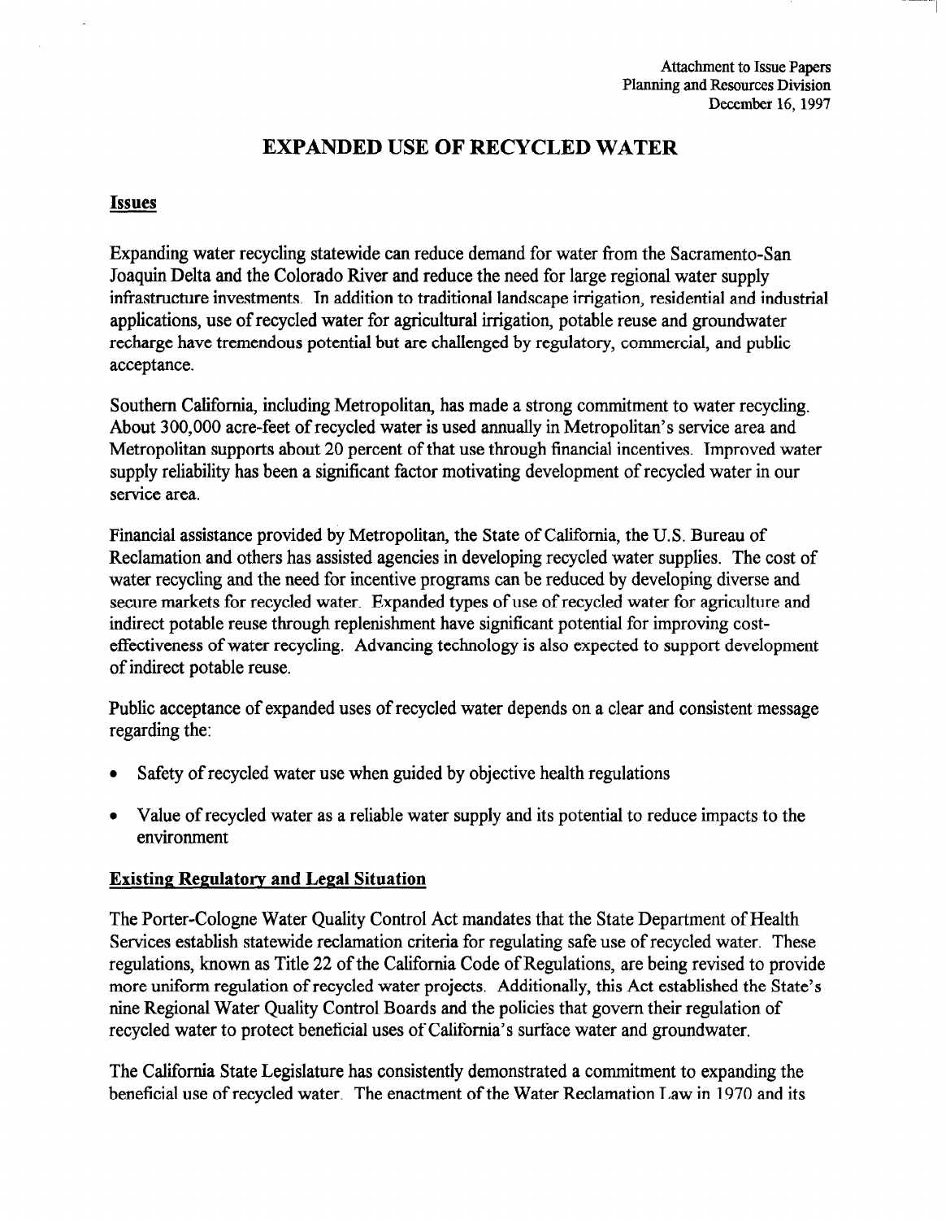Attachment to Issue Papers
Planning and Resources Division
December 16, 1997

# EXPANDED USE OF RECYCLED WATER

## Issues

Expanding water recycling statewide can reduce demand for water from the Sacramento-San Joaquin Delta and the Colorado River and reduce the need for large regional water supply infrastructure investments. In addition to traditional landscape irrigation, residential and industrial applications, use of recycled water for agricultural irrigation, potable reuse and groundwater recharge have tremendous potential but are challenged by regulatory, commercial, and public acceptance.

Southern California, including Metropolitan, has made a strong commitment to water recycling. About 300,000 acre-feet of recycled water is used annually in Metropolitan's service area and Metropolitan supports about 20 percent of that use through financial incentives. Improved water supply reliability has been a significant factor motivating development of recycled water in our service area.

Financial assistance provided by Metropolitan, the State of California, the U.S. Bureau of Reclamation and others has assisted agencies in developing recycled water supplies. The cost of water recycling and the need for incentive programs can be reduced by developing diverse and secure markets for recycled water. Expanded types of use of recycled water for agriculture and indirect potable reuse through replenishment have significant potential for improving cost-effectiveness of water recycling. Advancing technology is also expected to support development of indirect potable reuse.

Public acceptance of expanded uses of recycled water depends on a clear and consistent message regarding the:

- Safety of recycled water use when guided by objective health regulations
- Value of recycled water as a reliable water supply and its potential to reduce impacts to the environment

## Existing Regulatory and Legal Situation

The Porter-Cologne Water Quality Control Act mandates that the State Department of Health Services establish statewide reclamation criteria for regulating safe use of recycled water. These regulations, known as Title 22 of the California Code of Regulations, are being revised to provide more uniform regulation of recycled water projects. Additionally, this Act established the State's nine Regional Water Quality Control Boards and the policies that govern their regulation of recycled water to protect beneficial uses of California's surface water and groundwater.

The California State Legislature has consistently demonstrated a commitment to expanding the beneficial use of recycled water. The enactment of the Water Reclamation Law in 1970 and its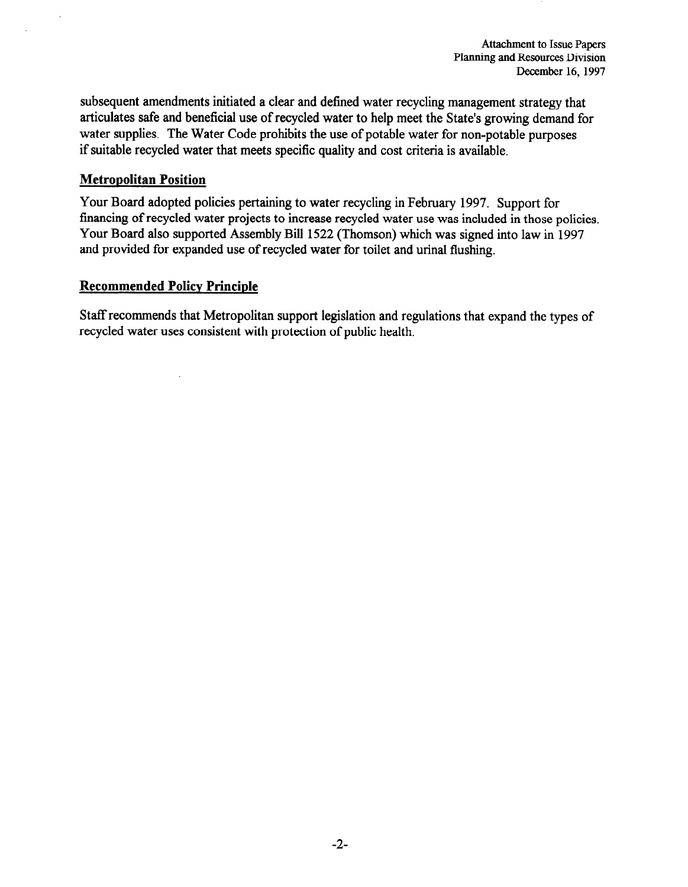subsequent amendments initiated a clear and defined water recycling management strategy that articulates safe and beneficial use of recycled water to help meet the State's growing demand for water supplies. The Water Code prohibits the use of potable water for non-potable purposes if suitable recycled water that meets specific quality and cost criteria is available.

## Metropolitan Position

Your Board adopted policies pertaining to water recycling in February 1997. Support for financing of recycled water projects to increase recycled water use was included in those policies. Your Board also supported Assembly Bill 1522 (Thomson) which was signed into law in 1997 and provided for expanded use of recycled water for toilet and urinal flushing.

## Recommended Policy Principle

Staff recommends that Metropolitan support legislation and regulations that expand the types of recycled water uses consistent with protection of public health.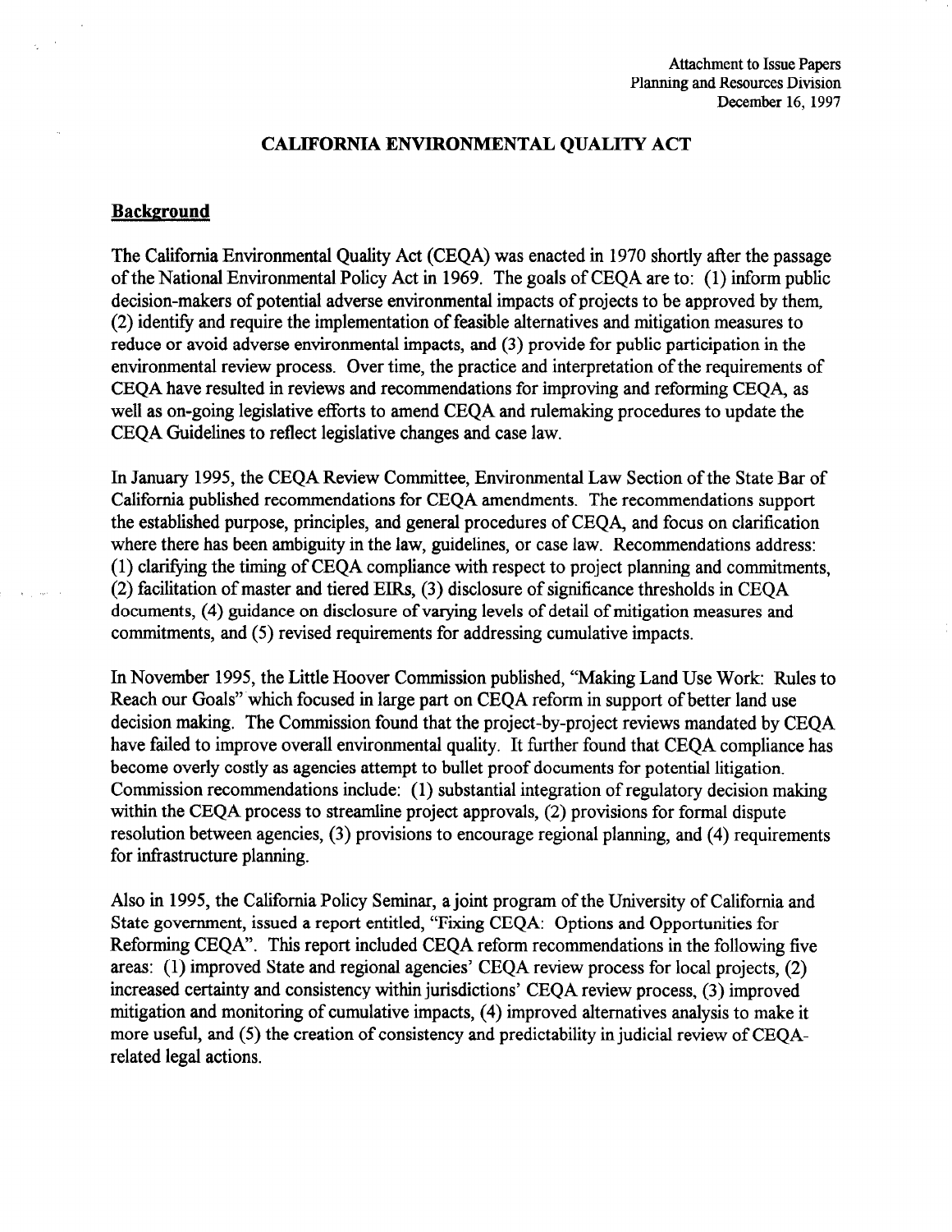Attachment to Issue Papers
Planning and Resources Division
December 16, 1997

# CALIFORNIA ENVIRONMENTAL QUALITY ACT

## Background

The California Environmental Quality Act (CEQA) was enacted in 1970 shortly after the passage of the National Environmental Policy Act in 1969. The goals of CEQA are to: (1) inform public decision-makers of potential adverse environmental impacts of projects to be approved by them, (2) identify and require the implementation of feasible alternatives and mitigation measures to reduce or avoid adverse environmental impacts, and (3) provide for public participation in the environmental review process. Over time, the practice and interpretation of the requirements of CEQA have resulted in reviews and recommendations for improving and reforming CEQA, as well as on-going legislative efforts to amend CEQA and rulemaking procedures to update the CEQA Guidelines to reflect legislative changes and case law.

In January 1995, the CEQA Review Committee, Environmental Law Section of the State Bar of California published recommendations for CEQA amendments. The recommendations support the established purpose, principles, and general procedures of CEQA, and focus on clarification where there has been ambiguity in the law, guidelines, or case law. Recommendations address: (1) clarifying the timing of CEQA compliance with respect to project planning and commitments, (2) facilitation of master and tiered EIRs, (3) disclosure of significance thresholds in CEQA documents, (4) guidance on disclosure of varying levels of detail of mitigation measures and commitments, and (5) revised requirements for addressing cumulative impacts.

In November 1995, the Little Hoover Commission published, "Making Land Use Work: Rules to Reach our Goals" which focused in large part on CEQA reform in support of better land use decision making. The Commission found that the project-by-project reviews mandated by CEQA have failed to improve overall environmental quality. It further found that CEQA compliance has become overly costly as agencies attempt to bullet proof documents for potential litigation. Commission recommendations include: (1) substantial integration of regulatory decision making within the CEQA process to streamline project approvals, (2) provisions for formal dispute resolution between agencies, (3) provisions to encourage regional planning, and (4) requirements for infrastructure planning.

Also in 1995, the California Policy Seminar, a joint program of the University of California and State government, issued a report entitled, "Fixing CEQA: Options and Opportunities for Reforming CEQA". This report included CEQA reform recommendations in the following five areas: (1) improved State and regional agencies' CEQA review process for local projects, (2) increased certainty and consistency within jurisdictions' CEQA review process, (3) improved mitigation and monitoring of cumulative impacts, (4) improved alternatives analysis to make it more useful, and (5) the creation of consistency and predictability in judicial review of CEQA-related legal actions.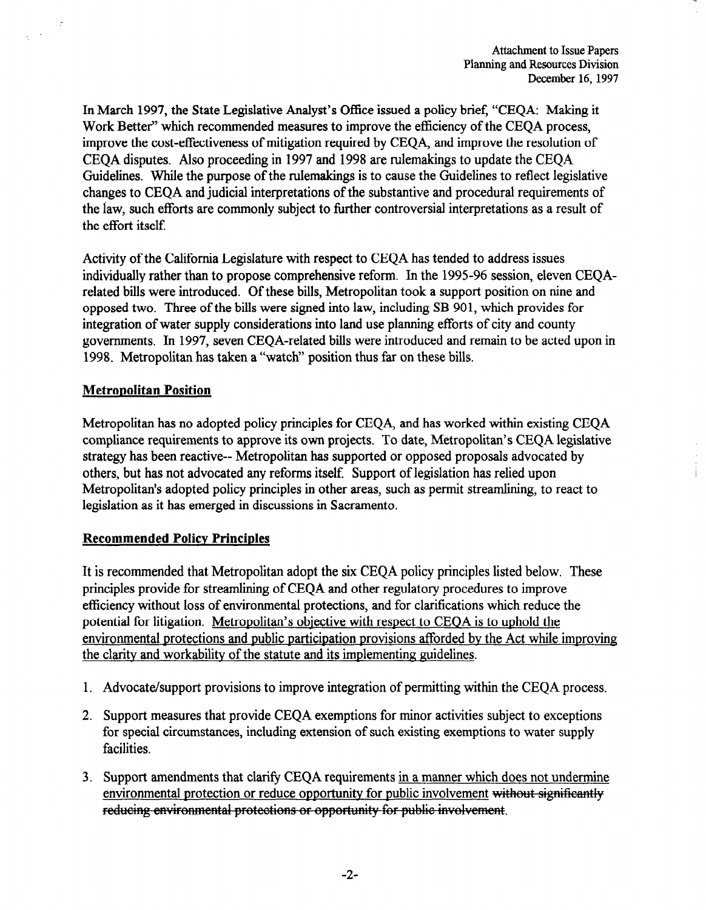Attachment to Issue Papers
Planning and Resources Division
December 16, 1997

In March 1997, the State Legislative Analyst's Office issued a policy brief, "CEQA: Making it Work Better" which recommended measures to improve the efficiency of the CEQA process, improve the cost-effectiveness of mitigation required by CEQA, and improve the resolution of CEQA disputes. Also proceeding in 1997 and 1998 are rulemakings to update the CEQA Guidelines. While the purpose of the rulemakings is to cause the Guidelines to reflect legislative changes to CEQA and judicial interpretations of the substantive and procedural requirements of the law, such efforts are commonly subject to further controversial interpretations as a result of the effort itself.

Activity of the California Legislature with respect to CEQA has tended to address issues individually rather than to propose comprehensive reform. In the 1995-96 session, eleven CEQA-related bills were introduced. Of these bills, Metropolitan took a support position on nine and opposed two. Three of the bills were signed into law, including SB 901, which provides for integration of water supply considerations into land use planning efforts of city and county governments. In 1997, seven CEQA-related bills were introduced and remain to be acted upon in 1998. Metropolitan has taken a "watch" position thus far on these bills.

## Metropolitan Position

Metropolitan has no adopted policy principles for CEQA, and has worked within existing CEQA compliance requirements to approve its own projects. To date, Metropolitan's CEQA legislative strategy has been reactive-- Metropolitan has supported or opposed proposals advocated by others, but has not advocated any reforms itself. Support of legislation has relied upon Metropolitan's adopted policy principles in other areas, such as permit streamlining, to react to legislation as it has emerged in discussions in Sacramento.

## Recommended Policy Principles

It is recommended that Metropolitan adopt the six CEQA policy principles listed below. These principles provide for streamlining of CEQA and other regulatory procedures to improve efficiency without loss of environmental protections, and for clarifications which reduce the potential for litigation. <u>Metropolitan's objective with respect to CEQA is to uphold the environmental protections and public participation provisions afforded by the Act while improving the clarity and workability of the statute and its implementing guidelines</u>.

1. Advocate/support provisions to improve integration of permitting within the CEQA process.
2. Support measures that provide CEQA exemptions for minor activities subject to exceptions for special circumstances, including extension of such existing exemptions to water supply facilities.
3. Support amendments that clarify CEQA requirements <u>in a manner which does not undermine environmental protection or reduce opportunity for public involvement</u> ~~without significantly reducing environmental protections or opportunity for public involvement~~.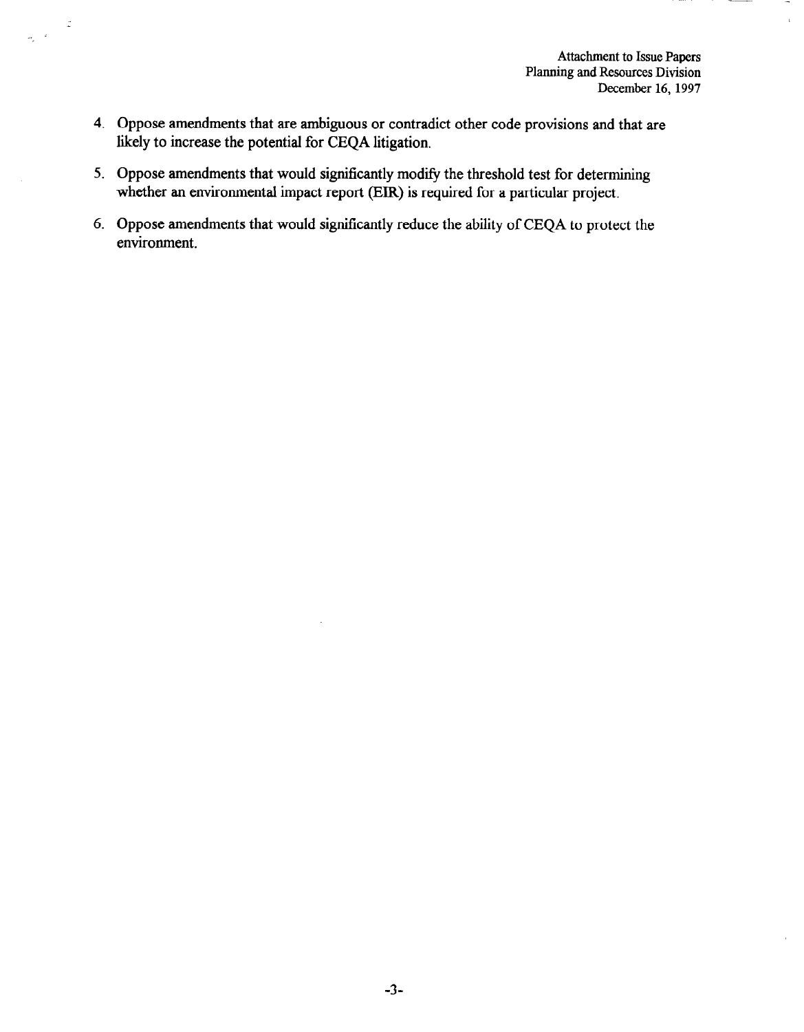4. Oppose amendments that are ambiguous or contradict other code provisions and that are likely to increase the potential for CEQA litigation.

5. Oppose amendments that would significantly modify the threshold test for determining whether an environmental impact report (EIR) is required for a particular project.

6. Oppose amendments that would significantly reduce the ability of CEQA to protect the environment.